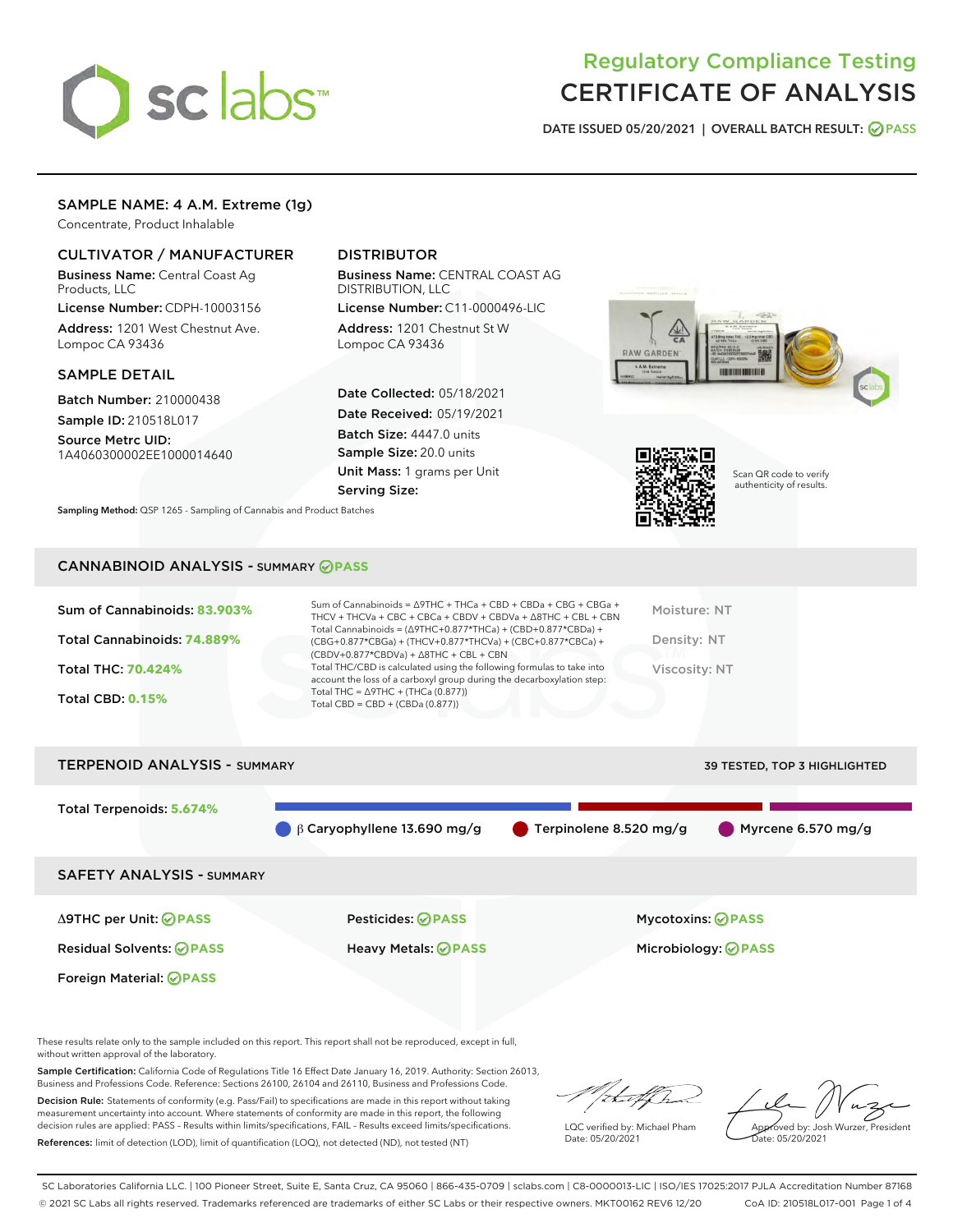# Regulatory Compliance Testing
# CERTIFICATE OF ANALYSIS

DATE ISSUED 05/20/2021 | OVERALL BATCH RESULT: PASS

## SAMPLE NAME: 4 A.M. Extreme (1g)

Concentrate, Product Inhalable

### CULTIVATOR / MANUFACTURER

**Business Name:** Central Coast Ag Products, LLC

**License Number:** CDPH-10003156

**Address:** 1201 West Chestnut Ave. Lompoc CA 93436

### DISTRIBUTOR

**Business Name:** CENTRAL COAST AG DISTRIBUTION, LLC

**License Number:** C11-0000496-LIC

**Address:** 1201 Chestnut St W Lompoc CA 93436

### SAMPLE DETAIL

**Batch Number:** 210000438

**Sample ID:** 210518L017

**Source Metrc UID:** 1A4060300002EE1000014640

**Date Collected:** 05/18/2021

**Date Received:** 05/19/2021

**Batch Size:** 4447.0 units

**Sample Size:** 20.0 units

**Unit Mass:** 1 grams per Unit

**Serving Size:**

Scan QR code to verify authenticity of results.

**Sampling Method:** QSP 1265 - Sampling of Cannabis and Product Batches

## CANNABINOID ANALYSIS - SUMMARY PASS

Sum of Cannabinoids: **83.903%**

Total Cannabinoids: **74.889%**

Total THC: **70.424%**

Total CBD: **0.15%**

Sum of Cannabinoids = Δ9THC + THCa + CBD + CBDa + CBG + CBGa + THCV + THCVa + CBC + CBCa + CBDV + CBDVa + Δ8THC + CBL + CBN

Total Cannabinoids = (Δ9THC+0.877*THCa) + (CBD+0.877*CBDa) + (CBG+0.877*CBGa) + (THCV+0.877*THCVa) + (CBC+0.877*CBCa) + (CBDV+0.877*CBDVa) + Δ8THC + CBL + CBN

Total THC/CBD is calculated using the following formulas to take into account the loss of a carboxyl group during the decarboxylation step:

Total THC = Δ9THC + (THCa (0.877))

Total CBD = CBD + (CBDa (0.877))

Moisture: NT

Density: NT

Viscosity: NT

## TERPENOID ANALYSIS - SUMMARY

39 TESTED, TOP 3 HIGHLIGHTED

Total Terpenoids: **5.674%**

β Caryophyllene 13.690 mg/g | Terpinolene 8.520 mg/g | Myrcene 6.570 mg/g

## SAFETY ANALYSIS - SUMMARY

| | | |
|---|---|---|
| Δ9THC per Unit: PASS | Pesticides: PASS | Mycotoxins: PASS |
| Residual Solvents: PASS | Heavy Metals: PASS | Microbiology: PASS |
| Foreign Material: PASS | | |

These results relate only to the sample included on this report. This report shall not be reproduced, except in full, without written approval of the laboratory.

**Sample Certification:** California Code of Regulations Title 16 Effect Date January 16, 2019. Authority: Section 26013, Business and Professions Code. Reference: Sections 26100, 26104 and 26110, Business and Professions Code.

**Decision Rule:** Statements of conformity (e.g. Pass/Fail) to specifications are made in this report without taking measurement uncertainty into account. Where statements of conformity are made in this report, the following decision rules are applied: PASS – Results within limits/specifications, FAIL – Results exceed limits/specifications.

**References:** limit of detection (LOD), limit of quantification (LOQ), not detected (ND), not tested (NT)

LQC verified by: Michael Pham
Date: 05/20/2021

Approved by: Josh Wurzer, President
Date: 05/20/2021

SC Laboratories California LLC. | 100 Pioneer Street, Suite E, Santa Cruz, CA 95060 | 866-435-0709 | sclabs.com | C8-0000013-LIC | ISO/IES 17025:2017 PJLA Accreditation Number 87168
© 2021 SC Labs all rights reserved. Trademarks referenced are trademarks of either SC Labs or their respective owners. MKT00162 REV6 12/20 CoA ID: 210518L017-001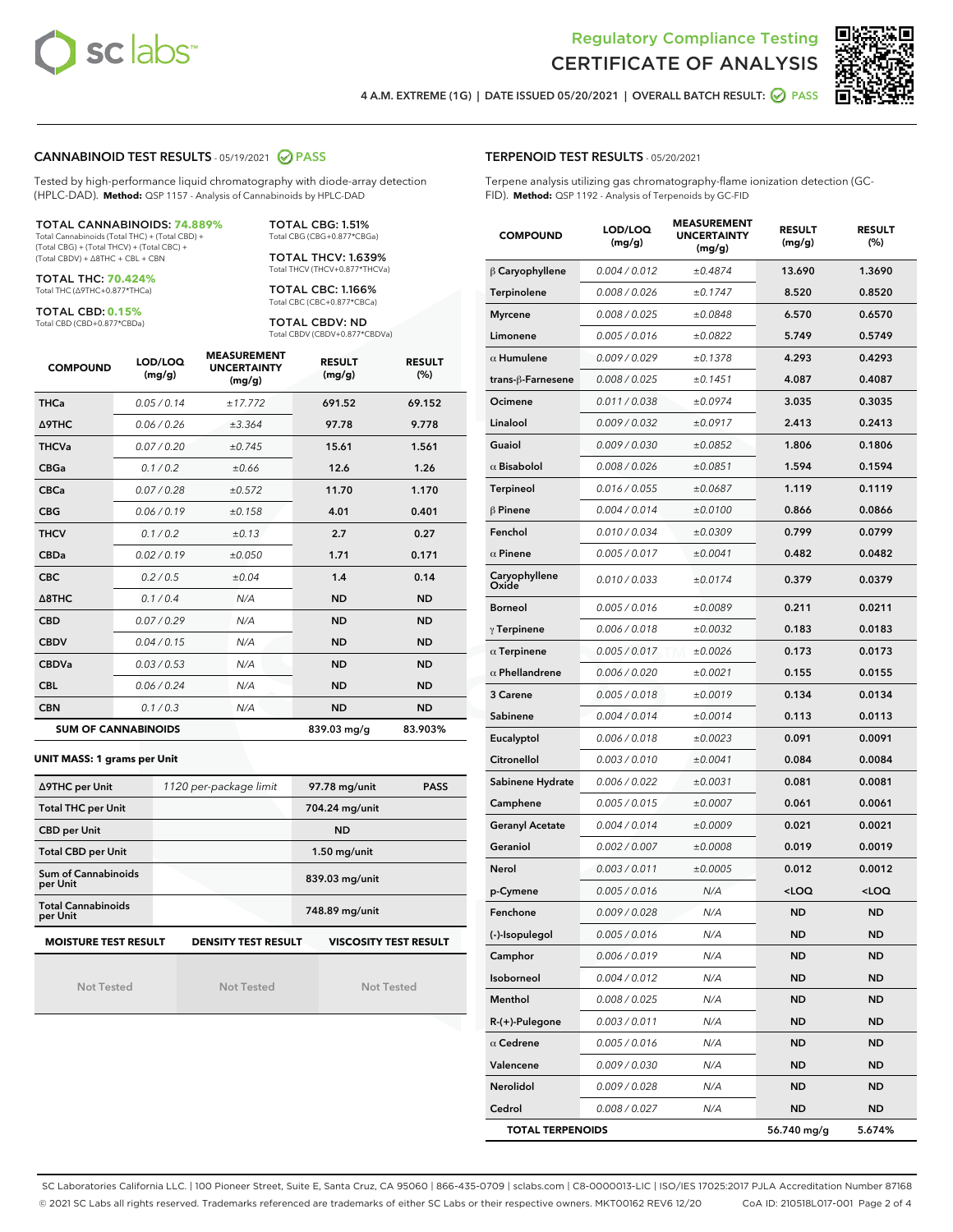# Regulatory Compliance Testing
# CERTIFICATE OF ANALYSIS

4 A.M. EXTREME (1G) | DATE ISSUED 05/20/2021 | OVERALL BATCH RESULT: PASS

## CANNABINOID TEST RESULTS - 05/19/2021 PASS

Tested by high-performance liquid chromatography with diode-array detection (HPLC-DAD). **Method:** QSP 1157 - Analysis of Cannabinoids by HPLC-DAD

**TOTAL CANNABINOIDS: 74.889%**
Total Cannabinoids (Total THC) + (Total CBD) + (Total CBG) + (Total THCV) + (Total CBC) + (Total CBDV) + Δ8THC + CBL + CBN

**TOTAL THC: 70.424%**
Total THC (Δ9THC+0.877*THCa)

**TOTAL CBD: 0.15%**
Total CBD (CBD+0.877*CBDa)

**TOTAL CBG: 1.51%**
Total CBG (CBG+0.877*CBGa)

**TOTAL THCV: 1.639%**
Total THCV (THCV+0.877*THCVa)

**TOTAL CBC: 1.166%**
Total CBC (CBC+0.877*CBCa)

**TOTAL CBDV: ND**
Total CBDV (CBDV+0.877*CBDVa)

| COMPOUND | LOD/LOQ (mg/g) | MEASUREMENT UNCERTAINTY (mg/g) | RESULT (mg/g) | RESULT (%) |
|---|---|---|---|---|
| THCa | 0.05 / 0.14 | ±17.772 | 691.52 | 69.152 |
| Δ9THC | 0.06 / 0.26 | ±3.364 | 97.78 | 9.778 |
| THCVa | 0.07 / 0.20 | ±0.745 | 15.61 | 1.561 |
| CBGa | 0.1 / 0.2 | ±0.66 | 12.6 | 1.26 |
| CBCa | 0.07 / 0.28 | ±0.572 | 11.70 | 1.170 |
| CBG | 0.06 / 0.19 | ±0.158 | 4.01 | 0.401 |
| THCV | 0.1 / 0.2 | ±0.13 | 2.7 | 0.27 |
| CBDa | 0.02 / 0.19 | ±0.050 | 1.71 | 0.171 |
| CBC | 0.2 / 0.5 | ±0.04 | 1.4 | 0.14 |
| Δ8THC | 0.1 / 0.4 | N/A | ND | ND |
| CBD | 0.07 / 0.29 | N/A | ND | ND |
| CBDV | 0.04 / 0.15 | N/A | ND | ND |
| CBDVa | 0.03 / 0.53 | N/A | ND | ND |
| CBL | 0.06 / 0.24 | N/A | ND | ND |
| CBN | 0.1 / 0.3 | N/A | ND | ND |
| **SUM OF CANNABINOIDS** | | | 839.03 mg/g | 83.903% |

**UNIT MASS: 1 grams per Unit**

| | | | |
|---|---|---|---|
| Δ9THC per Unit | 1120 per-package limit | 97.78 mg/unit | PASS |
| Total THC per Unit | | 704.24 mg/unit | |
| CBD per Unit | | ND | |
| Total CBD per Unit | | 1.50 mg/unit | |
| Sum of Cannabinoids per Unit | | 839.03 mg/unit | |
| Total Cannabinoids per Unit | | 748.89 mg/unit | |

| MOISTURE TEST RESULT | DENSITY TEST RESULT | VISCOSITY TEST RESULT |
|---|---|---|
| Not Tested | Not Tested | Not Tested |

## TERPENOID TEST RESULTS - 05/20/2021

Terpene analysis utilizing gas chromatography-flame ionization detection (GC-FID). **Method:** QSP 1192 - Analysis of Terpenoids by GC-FID

| COMPOUND | LOD/LOQ (mg/g) | MEASUREMENT UNCERTAINTY (mg/g) | RESULT (mg/g) | RESULT (%) |
|---|---|---|---|---|
| β Caryophyllene | 0.004 / 0.012 | ±0.4874 | 13.690 | 1.3690 |
| Terpinolene | 0.008 / 0.026 | ±0.1747 | 8.520 | 0.8520 |
| Myrcene | 0.008 / 0.025 | ±0.0848 | 6.570 | 0.6570 |
| Limonene | 0.005 / 0.016 | ±0.0822 | 5.749 | 0.5749 |
| α Humulene | 0.009 / 0.029 | ±0.1378 | 4.293 | 0.4293 |
| trans-β-Farnesene | 0.008 / 0.025 | ±0.1451 | 4.087 | 0.4087 |
| Ocimene | 0.011 / 0.038 | ±0.0974 | 3.035 | 0.3035 |
| Linalool | 0.009 / 0.032 | ±0.0917 | 2.413 | 0.2413 |
| Guaiol | 0.009 / 0.030 | ±0.0852 | 1.806 | 0.1806 |
| α Bisabolol | 0.008 / 0.026 | ±0.0851 | 1.594 | 0.1594 |
| Terpineol | 0.016 / 0.055 | ±0.0687 | 1.119 | 0.1119 |
| β Pinene | 0.004 / 0.014 | ±0.0100 | 0.866 | 0.0866 |
| Fenchol | 0.010 / 0.034 | ±0.0309 | 0.799 | 0.0799 |
| α Pinene | 0.005 / 0.017 | ±0.0041 | 0.482 | 0.0482 |
| Caryophyllene Oxide | 0.010 / 0.033 | ±0.0174 | 0.379 | 0.0379 |
| Borneol | 0.005 / 0.016 | ±0.0089 | 0.211 | 0.0211 |
| γ Terpinene | 0.006 / 0.018 | ±0.0032 | 0.183 | 0.0183 |
| α Terpinene | 0.005 / 0.017 | ±0.0026 | 0.173 | 0.0173 |
| α Phellandrene | 0.006 / 0.020 | ±0.0021 | 0.155 | 0.0155 |
| 3 Carene | 0.005 / 0.018 | ±0.0019 | 0.134 | 0.0134 |
| Sabinene | 0.004 / 0.014 | ±0.0014 | 0.113 | 0.0113 |
| Eucalyptol | 0.006 / 0.018 | ±0.0023 | 0.091 | 0.0091 |
| Citronellol | 0.003 / 0.010 | ±0.0041 | 0.084 | 0.0084 |
| Sabinene Hydrate | 0.006 / 0.022 | ±0.0031 | 0.081 | 0.0081 |
| Camphene | 0.005 / 0.015 | ±0.0007 | 0.061 | 0.0061 |
| Geranyl Acetate | 0.004 / 0.014 | ±0.0009 | 0.021 | 0.0021 |
| Geraniol | 0.002 / 0.007 | ±0.0008 | 0.019 | 0.0019 |
| Nerol | 0.003 / 0.011 | ±0.0005 | 0.012 | 0.0012 |
| p-Cymene | 0.005 / 0.016 | N/A | <LOQ | <LOQ |
| Fenchone | 0.009 / 0.028 | N/A | ND | ND |
| (-)-Isopulegol | 0.005 / 0.016 | N/A | ND | ND |
| Camphor | 0.006 / 0.019 | N/A | ND | ND |
| Isoborneol | 0.004 / 0.012 | N/A | ND | ND |
| Menthol | 0.008 / 0.025 | N/A | ND | ND |
| R-(+)-Pulegone | 0.003 / 0.011 | N/A | ND | ND |
| α Cedrene | 0.005 / 0.016 | N/A | ND | ND |
| Valencene | 0.009 / 0.030 | N/A | ND | ND |
| Nerolidol | 0.009 / 0.028 | N/A | ND | ND |
| Cedrol | 0.008 / 0.027 | N/A | ND | ND |
| **TOTAL TERPENOIDS** | | | 56.740 mg/g | 5.674% |

SC Laboratories California LLC. | 100 Pioneer Street, Suite E, Santa Cruz, CA 95060 | 866-435-0709 | sclabs.com | C8-0000013-LIC | ISO/IES 17025:2017 PJLA Accreditation Number 87168
© 2021 SC Labs all rights reserved. Trademarks referenced are trademarks of either SC Labs or their respective owners. MKT00162 REV6 12/20 CoA ID: 210518L017-001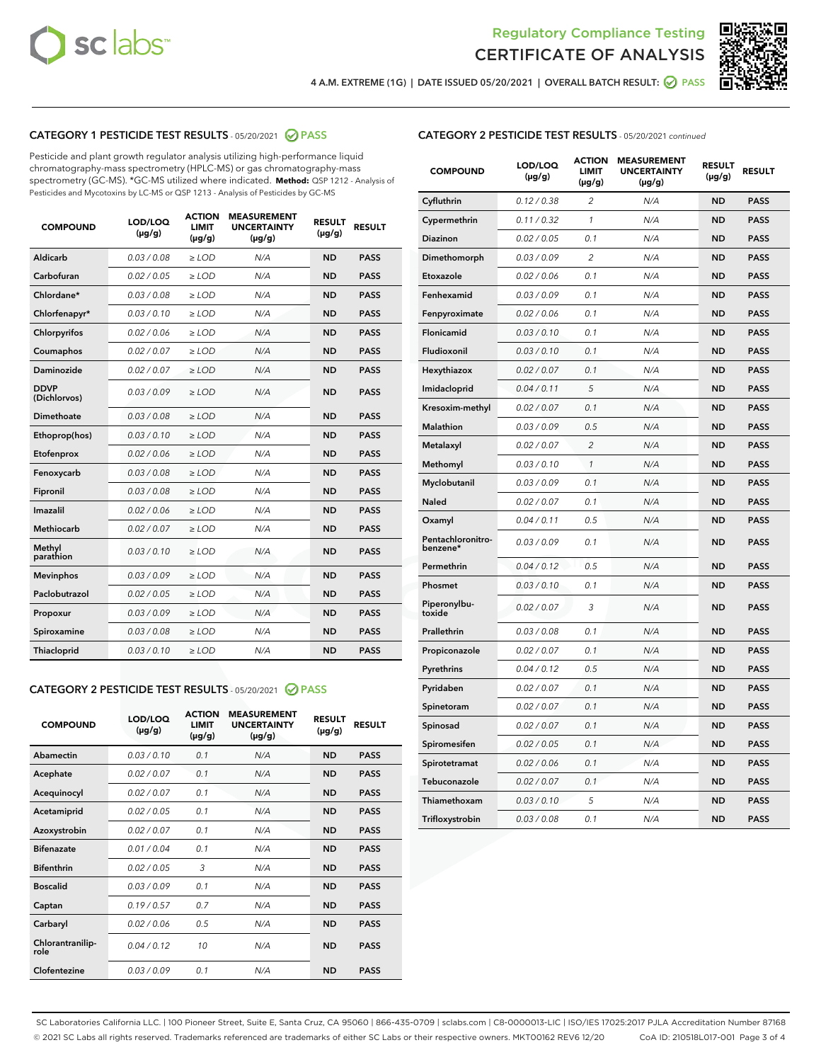Regulatory Compliance Testing
CERTIFICATE OF ANALYSIS

4 A.M. EXTREME (1G) | DATE ISSUED 05/20/2021 | OVERALL BATCH RESULT: PASS

### CATEGORY 1 PESTICIDE TEST RESULTS - 05/20/2021 PASS

Pesticide and plant growth regulator analysis utilizing high-performance liquid chromatography-mass spectrometry (HPLC-MS) or gas chromatography-mass spectrometry (GC-MS). *GC-MS utilized where indicated. **Method:** QSP 1212 - Analysis of Pesticides and Mycotoxins by LC-MS or QSP 1213 - Analysis of Pesticides by GC-MS

| COMPOUND | LOD/LOQ (μg/g) | ACTION LIMIT (μg/g) | MEASUREMENT UNCERTAINTY (μg/g) | RESULT (μg/g) | RESULT |
|---|---|---|---|---|---|
| Aldicarb | 0.03 / 0.08 | ≥ LOD | N/A | ND | PASS |
| Carbofuran | 0.02 / 0.05 | ≥ LOD | N/A | ND | PASS |
| Chlordane* | 0.03 / 0.08 | ≥ LOD | N/A | ND | PASS |
| Chlorfenapyr* | 0.03 / 0.10 | ≥ LOD | N/A | ND | PASS |
| Chlorpyrifos | 0.02 / 0.06 | ≥ LOD | N/A | ND | PASS |
| Coumaphos | 0.02 / 0.07 | ≥ LOD | N/A | ND | PASS |
| Daminozide | 0.02 / 0.07 | ≥ LOD | N/A | ND | PASS |
| DDVP (Dichlorvos) | 0.03 / 0.09 | ≥ LOD | N/A | ND | PASS |
| Dimethoate | 0.03 / 0.08 | ≥ LOD | N/A | ND | PASS |
| Ethoprop(hos) | 0.03 / 0.10 | ≥ LOD | N/A | ND | PASS |
| Etofenprox | 0.02 / 0.06 | ≥ LOD | N/A | ND | PASS |
| Fenoxycarb | 0.03 / 0.08 | ≥ LOD | N/A | ND | PASS |
| Fipronil | 0.03 / 0.08 | ≥ LOD | N/A | ND | PASS |
| Imazalil | 0.02 / 0.06 | ≥ LOD | N/A | ND | PASS |
| Methiocarb | 0.02 / 0.07 | ≥ LOD | N/A | ND | PASS |
| Methyl parathion | 0.03 / 0.10 | ≥ LOD | N/A | ND | PASS |
| Mevinphos | 0.03 / 0.09 | ≥ LOD | N/A | ND | PASS |
| Paclobutrazol | 0.02 / 0.05 | ≥ LOD | N/A | ND | PASS |
| Propoxur | 0.03 / 0.09 | ≥ LOD | N/A | ND | PASS |
| Spiroxamine | 0.03 / 0.08 | ≥ LOD | N/A | ND | PASS |
| Thiacloprid | 0.03 / 0.10 | ≥ LOD | N/A | ND | PASS |

### CATEGORY 2 PESTICIDE TEST RESULTS - 05/20/2021 PASS

| COMPOUND | LOD/LOQ (μg/g) | ACTION LIMIT (μg/g) | MEASUREMENT UNCERTAINTY (μg/g) | RESULT (μg/g) | RESULT |
|---|---|---|---|---|---|
| Abamectin | 0.03 / 0.10 | 0.1 | N/A | ND | PASS |
| Acephate | 0.02 / 0.07 | 0.1 | N/A | ND | PASS |
| Acequinocyl | 0.02 / 0.07 | 0.1 | N/A | ND | PASS |
| Acetamiprid | 0.02 / 0.05 | 0.1 | N/A | ND | PASS |
| Azoxystrobin | 0.02 / 0.07 | 0.1 | N/A | ND | PASS |
| Bifenazate | 0.01 / 0.04 | 0.1 | N/A | ND | PASS |
| Bifenthrin | 0.02 / 0.05 | 3 | N/A | ND | PASS |
| Boscalid | 0.03 / 0.09 | 0.1 | N/A | ND | PASS |
| Captan | 0.19 / 0.57 | 0.7 | N/A | ND | PASS |
| Carbaryl | 0.02 / 0.06 | 0.5 | N/A | ND | PASS |
| Chlorantraniliprole | 0.04 / 0.12 | 10 | N/A | ND | PASS |
| Clofentezine | 0.03 / 0.09 | 0.1 | N/A | ND | PASS |
| Cyfluthrin | 0.12 / 0.38 | 2 | N/A | ND | PASS |
| Cypermethrin | 0.11 / 0.32 | 1 | N/A | ND | PASS |
| Diazinon | 0.02 / 0.05 | 0.1 | N/A | ND | PASS |
| Dimethomorph | 0.03 / 0.09 | 2 | N/A | ND | PASS |
| Etoxazole | 0.02 / 0.06 | 0.1 | N/A | ND | PASS |
| Fenhexamid | 0.03 / 0.09 | 0.1 | N/A | ND | PASS |
| Fenpyroximate | 0.02 / 0.06 | 0.1 | N/A | ND | PASS |
| Flonicamid | 0.03 / 0.10 | 0.1 | N/A | ND | PASS |
| Fludioxonil | 0.03 / 0.10 | 0.1 | N/A | ND | PASS |
| Hexythiazox | 0.02 / 0.07 | 0.1 | N/A | ND | PASS |
| Imidacloprid | 0.04 / 0.11 | 5 | N/A | ND | PASS |
| Kresoxim-methyl | 0.02 / 0.07 | 0.1 | N/A | ND | PASS |
| Malathion | 0.03 / 0.09 | 0.5 | N/A | ND | PASS |
| Metalaxyl | 0.02 / 0.07 | 2 | N/A | ND | PASS |
| Methomyl | 0.03 / 0.10 | 1 | N/A | ND | PASS |
| Myclobutanil | 0.03 / 0.09 | 0.1 | N/A | ND | PASS |
| Naled | 0.02 / 0.07 | 0.1 | N/A | ND | PASS |
| Oxamyl | 0.04 / 0.11 | 0.5 | N/A | ND | PASS |
| Pentachloronitrobenzene* | 0.03 / 0.09 | 0.1 | N/A | ND | PASS |
| Permethrin | 0.04 / 0.12 | 0.5 | N/A | ND | PASS |
| Phosmet | 0.03 / 0.10 | 0.1 | N/A | ND | PASS |
| Piperonylbutoxide | 0.02 / 0.07 | 3 | N/A | ND | PASS |
| Prallethrin | 0.03 / 0.08 | 0.1 | N/A | ND | PASS |
| Propiconazole | 0.02 / 0.07 | 0.1 | N/A | ND | PASS |
| Pyrethrins | 0.04 / 0.12 | 0.5 | N/A | ND | PASS |
| Pyridaben | 0.02 / 0.07 | 0.1 | N/A | ND | PASS |
| Spinetoram | 0.02 / 0.07 | 0.1 | N/A | ND | PASS |
| Spinosad | 0.02 / 0.07 | 0.1 | N/A | ND | PASS |
| Spiromesifen | 0.02 / 0.05 | 0.1 | N/A | ND | PASS |
| Spirotetramat | 0.02 / 0.06 | 0.1 | N/A | ND | PASS |
| Tebuconazole | 0.02 / 0.07 | 0.1 | N/A | ND | PASS |
| Thiamethoxam | 0.03 / 0.10 | 5 | N/A | ND | PASS |
| Trifloxystrobin | 0.03 / 0.08 | 0.1 | N/A | ND | PASS |

SC Laboratories California LLC. | 100 Pioneer Street, Suite E, Santa Cruz, CA 95060 | 866-435-0709 | sclabs.com | C8-0000013-LIC | ISO/IES 17025:2017 PJLA Accreditation Number 87168
© 2021 SC Labs all rights reserved. Trademarks referenced are trademarks of either SC Labs or their respective owners. MKT00162 REV6 12/20 CoA ID: 210518L017-001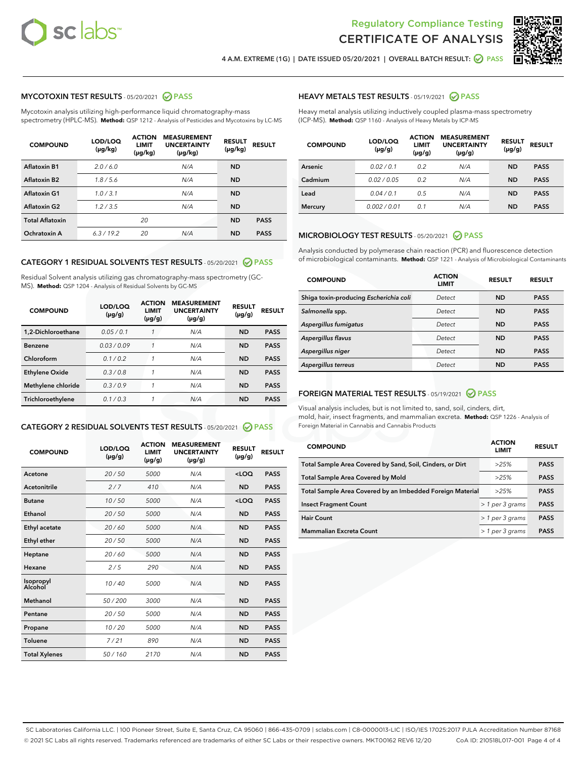Regulatory Compliance Testing

# CERTIFICATE OF ANALYSIS

4 A.M. EXTREME (1G) | DATE ISSUED 05/20/2021 | OVERALL BATCH RESULT: PASS

## MYCOTOXIN TEST RESULTS - 05/20/2021 PASS

Mycotoxin analysis utilizing high-performance liquid chromatography-mass spectrometry (HPLC-MS). **Method:** QSP 1212 - Analysis of Pesticides and Mycotoxins by LC-MS

| COMPOUND | LOD/LOQ (µg/kg) | ACTION LIMIT (µg/kg) | MEASUREMENT UNCERTAINTY (µg/kg) | RESULT (µg/kg) | RESULT |
|---|---|---|---|---|---|
| Aflatoxin B1 | 2.0 / 6.0 | | N/A | ND | |
| Aflatoxin B2 | 1.8 / 5.6 | | N/A | ND | |
| Aflatoxin G1 | 1.0 / 3.1 | | N/A | ND | |
| Aflatoxin G2 | 1.2 / 3.5 | | N/A | ND | |
| Total Aflatoxin | | 20 | | ND | PASS |
| Ochratoxin A | 6.3 / 19.2 | 20 | N/A | ND | PASS |

## CATEGORY 1 RESIDUAL SOLVENTS TEST RESULTS - 05/20/2021 PASS

Residual Solvent analysis utilizing gas chromatography-mass spectrometry (GC-MS). **Method:** QSP 1204 - Analysis of Residual Solvents by GC-MS

| COMPOUND | LOD/LOQ (µg/g) | ACTION LIMIT (µg/g) | MEASUREMENT UNCERTAINTY (µg/g) | RESULT (µg/g) | RESULT |
|---|---|---|---|---|---|
| 1,2-Dichloroethane | 0.05 / 0.1 | 1 | N/A | ND | PASS |
| Benzene | 0.03 / 0.09 | 1 | N/A | ND | PASS |
| Chloroform | 0.1 / 0.2 | 1 | N/A | ND | PASS |
| Ethylene Oxide | 0.3 / 0.8 | 1 | N/A | ND | PASS |
| Methylene chloride | 0.3 / 0.9 | 1 | N/A | ND | PASS |
| Trichloroethylene | 0.1 / 0.3 | 1 | N/A | ND | PASS |

## CATEGORY 2 RESIDUAL SOLVENTS TEST RESULTS - 05/20/2021 PASS

| COMPOUND | LOD/LOQ (µg/g) | ACTION LIMIT (µg/g) | MEASUREMENT UNCERTAINTY (µg/g) | RESULT (µg/g) | RESULT |
|---|---|---|---|---|---|
| Acetone | 20 / 50 | 5000 | N/A | <LOQ | PASS |
| Acetonitrile | 2 / 7 | 410 | N/A | ND | PASS |
| Butane | 10 / 50 | 5000 | N/A | <LOQ | PASS |
| Ethanol | 20 / 50 | 5000 | N/A | ND | PASS |
| Ethyl acetate | 20 / 60 | 5000 | N/A | ND | PASS |
| Ethyl ether | 20 / 50 | 5000 | N/A | ND | PASS |
| Heptane | 20 / 60 | 5000 | N/A | ND | PASS |
| Hexane | 2 / 5 | 290 | N/A | ND | PASS |
| Isopropyl Alcohol | 10 / 40 | 5000 | N/A | ND | PASS |
| Methanol | 50 / 200 | 3000 | N/A | ND | PASS |
| Pentane | 20 / 50 | 5000 | N/A | ND | PASS |
| Propane | 10 / 20 | 5000 | N/A | ND | PASS |
| Toluene | 7 / 21 | 890 | N/A | ND | PASS |
| Total Xylenes | 50 / 160 | 2170 | N/A | ND | PASS |

## HEAVY METALS TEST RESULTS - 05/19/2021 PASS

Heavy metal analysis utilizing inductively coupled plasma-mass spectrometry (ICP-MS). **Method:** QSP 1160 - Analysis of Heavy Metals by ICP-MS

| COMPOUND | LOD/LOQ (µg/g) | ACTION LIMIT (µg/g) | MEASUREMENT UNCERTAINTY (µg/g) | RESULT (µg/g) | RESULT |
|---|---|---|---|---|---|
| Arsenic | 0.02 / 0.1 | 0.2 | N/A | ND | PASS |
| Cadmium | 0.02 / 0.05 | 0.2 | N/A | ND | PASS |
| Lead | 0.04 / 0.1 | 0.5 | N/A | ND | PASS |
| Mercury | 0.002 / 0.01 | 0.1 | N/A | ND | PASS |

## MICROBIOLOGY TEST RESULTS - 05/20/2021 PASS

Analysis conducted by polymerase chain reaction (PCR) and fluorescence detection of microbiological contaminants. **Method:** QSP 1221 - Analysis of Microbiological Contaminants

| COMPOUND | ACTION LIMIT | RESULT | RESULT |
|---|---|---|---|
| Shiga toxin-producing *Escherichia coli* | Detect | ND | PASS |
| *Salmonella* spp. | Detect | ND | PASS |
| *Aspergillus fumigatus* | Detect | ND | PASS |
| *Aspergillus flavus* | Detect | ND | PASS |
| *Aspergillus niger* | Detect | ND | PASS |
| *Aspergillus terreus* | Detect | ND | PASS |

## FOREIGN MATERIAL TEST RESULTS - 05/19/2021 PASS

Visual analysis includes, but is not limited to, sand, soil, cinders, dirt, mold, hair, insect fragments, and mammalian excreta. **Method:** QSP 1226 - Analysis of Foreign Material in Cannabis and Cannabis Products

| COMPOUND | ACTION LIMIT | RESULT |
|---|---|---|
| Total Sample Area Covered by Sand, Soil, Cinders, or Dirt | >25% | PASS |
| Total Sample Area Covered by Mold | >25% | PASS |
| Total Sample Area Covered by an Imbedded Foreign Material | >25% | PASS |
| Insect Fragment Count | > 1 per 3 grams | PASS |
| Hair Count | > 1 per 3 grams | PASS |
| Mammalian Excreta Count | > 1 per 3 grams | PASS |

SC Laboratories California LLC. | 100 Pioneer Street, Suite E, Santa Cruz, CA 95060 | 866-435-0709 | sclabs.com | C8-0000013-LIC | ISO/IES 17025:2017 PJLA Accreditation Number 87168
© 2021 SC Labs all rights reserved. Trademarks referenced are trademarks of either SC Labs or their respective owners. MKT00162 REV6 12/20 CoA ID: 210518L017-001